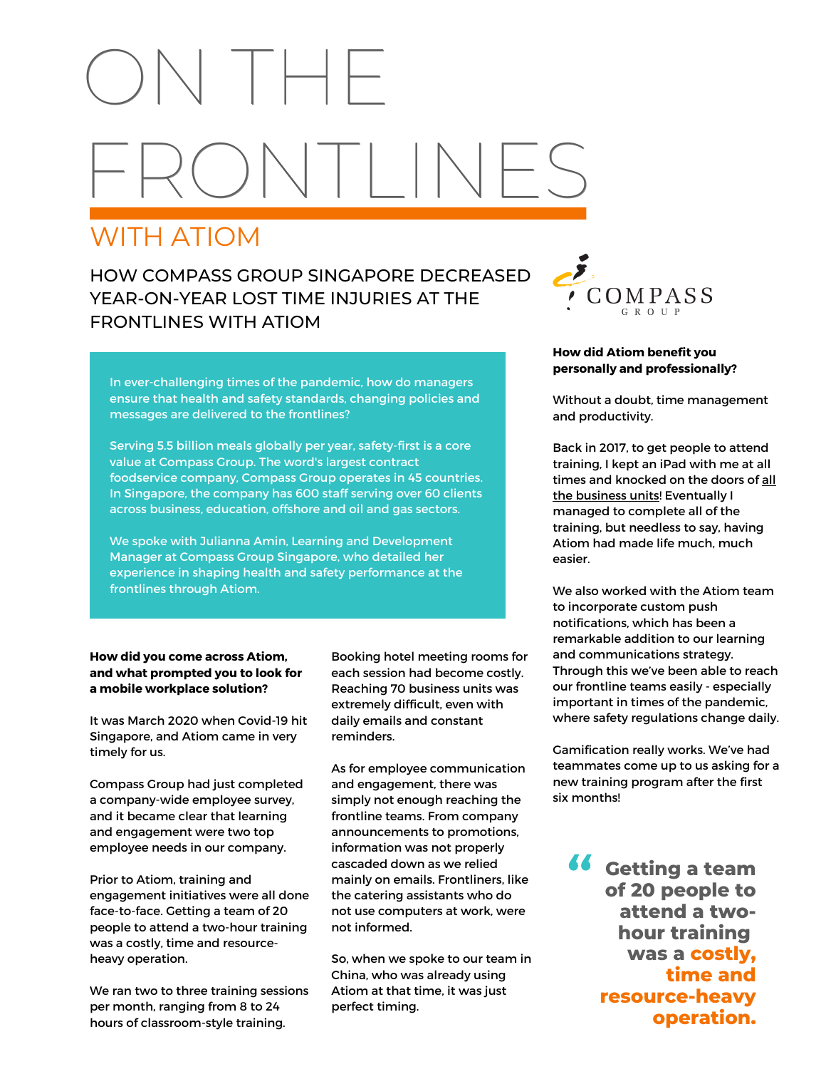# ON THE FRONTLINES

## WITH ATIOM

### HOW COMPASS GROUP SINGAPORE DECREASED YEAR-ON-YEAR LOST TIME INJURIES AT THE FRONTLINES WITH ATIOM

COMPASS GROUP

In ever-challenging times of the pandemic, how do managers ensure that health and safety standards, changing policies and messages are delivered to the frontlines?

Serving 5.5 billion meals globally per year, safety-first is a core value at Compass Group. The word's largest contract foodservice company, Compass Group operates in 45 countries. In Singapore, the company has 600 staff serving over 60 clients across business, education, offshore and oil and gas sectors.

We spoke with Julianna Amin, Learning and Development Manager at Compass Group Singapore, who detailed her experience in shaping health and safety performance at the frontlines through Atiom.

**How did you come across Atiom, and what prompted you to look for a mobile workplace solution?**

It was March 2020 when Covid-19 hit Singapore, and Atiom came in very timely for us.

Compass Group had just completed a company-wide employee survey, and it became clear that learning and engagement were two top employee needs in our company.

Prior to Atiom, training and engagement initiatives were all done face-to-face. Getting a team of 20 people to attend a two-hour training was a costly, time and resource-heavy operation.

We ran two to three training sessions per month, ranging from 8 to 24 hours of classroom-style training. Booking hotel meeting rooms for each session had become costly. Reaching 70 business units was extremely difficult, even with daily emails and constant reminders.

As for employee communication and engagement, there was simply not enough reaching the frontline teams. From company announcements to promotions, information was not properly cascaded down as we relied mainly on emails. Frontliners, like the catering assistants who do not use computers at work, were not informed.

So, when we spoke to our team in China, who was already using Atiom at that time, it was just perfect timing.

**How did Atiom benefit you personally and professionally?**

Without a doubt, time management and productivity.

Back in 2017, to get people to attend training, I kept an iPad with me at all times and knocked on the doors of all the business units! Eventually I managed to complete all of the training, but needless to say, having Atiom had made life much, much easier.

We also worked with the Atiom team to incorporate custom push notifications, which has been a remarkable addition to our learning and communications strategy. Through this we've been able to reach our frontline teams easily - especially important in times of the pandemic, where safety regulations change daily.

Gamification really works. We've had teammates come up to us asking for a new training program after the first six months!

> "Getting a team of 20 people to attend a two-hour training was a **costly, time and resource-heavy operation.**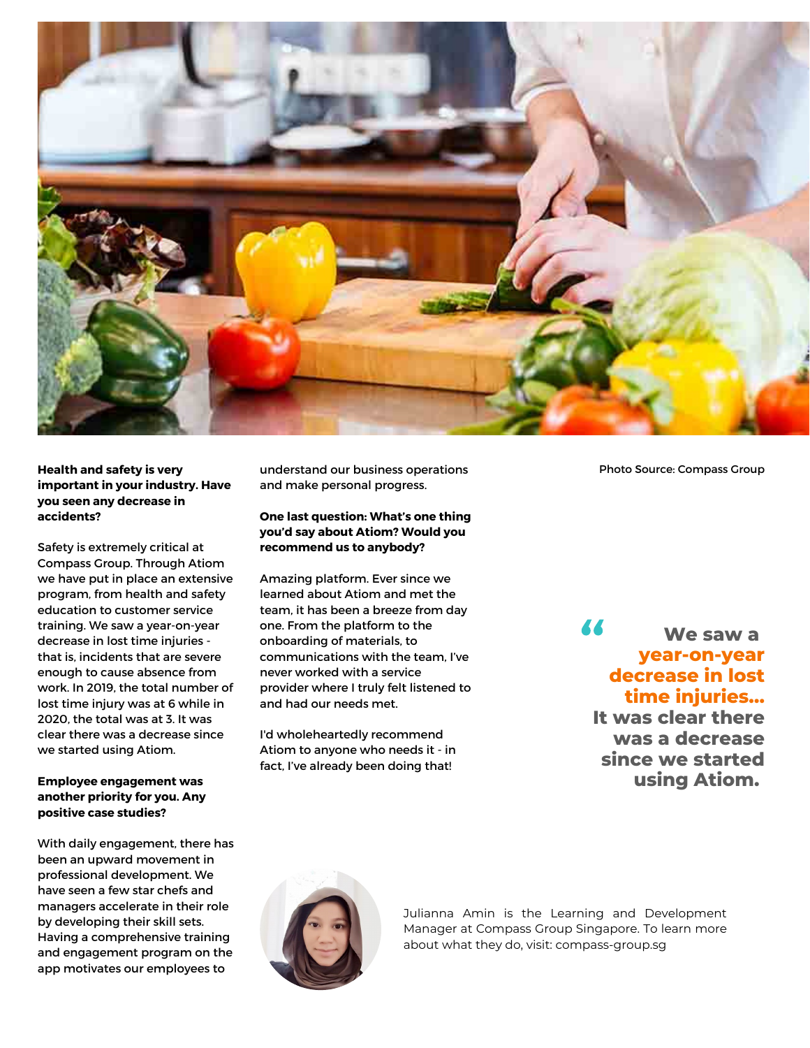**Health and safety is very important in your industry. Have you seen any decrease in accidents?**

Safety is extremely critical at Compass Group. Through Atiom we have put in place an extensive program, from health and safety education to customer service training. We saw a year-on-year decrease in lost time injuries - that is, incidents that are severe enough to cause absence from work. In 2019, the total number of lost time injury was at 6 while in 2020, the total was at 3. It was clear there was a decrease since we started using Atiom.

**Employee engagement was another priority for you. Any positive case studies?**

With daily engagement, there has been an upward movement in professional development. We have seen a few star chefs and managers accelerate in their role by developing their skill sets. Having a comprehensive training and engagement program on the app motivates our employees to understand our business operations and make personal progress.

**One last question: What's one thing you'd say about Atiom? Would you recommend us to anybody?**

Amazing platform. Ever since we learned about Atiom and met the team, it has been a breeze from day one. From the platform to the onboarding of materials, to communications with the team, I've never worked with a service provider where I truly felt listened to and had our needs met.

I'd wholeheartedly recommend Atiom to anyone who needs it - in fact, I've already been doing that!

Photo Source: Compass Group

> **We saw a year-on-year decrease in lost time injuries... It was clear there was a decrease since we started using Atiom.**

Julianna Amin is the Learning and Development Manager at Compass Group Singapore. To learn more about what they do, visit: compass-group.sg